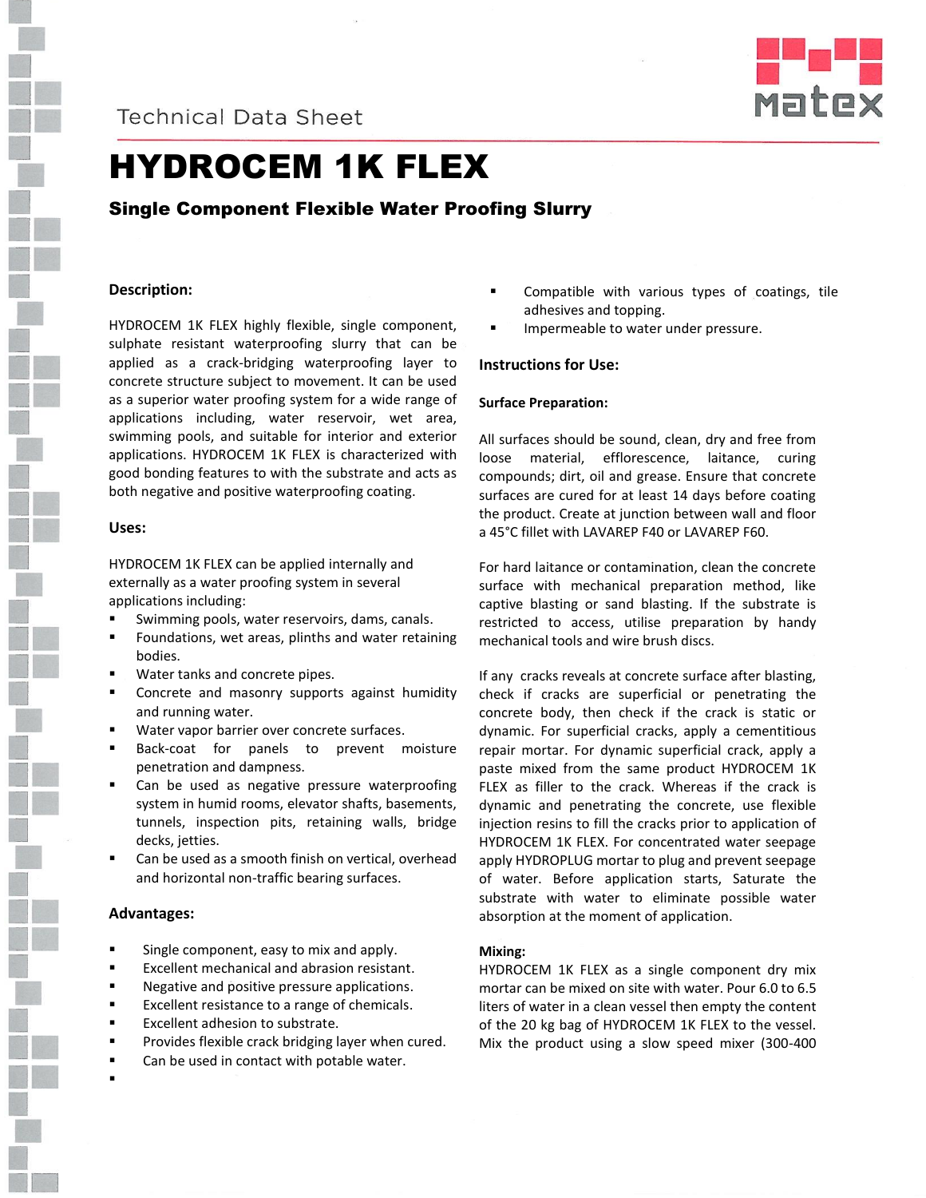Technical Data Sheet

# HYDROCEM 1K FLEX

## Single Component Flexible Water Proofing Slurry

### Description:

HYDROCEM 1K FLEX highly flexible, single component, sulphate resistant waterproofing slurry that can be applied as a crack-bridging waterproofing layer to concrete structure subject to movement. It can be used as a superior water proofing system for a wide range of applications including, water reservoir, wet area, swimming pools, and suitable for interior and exterior applications. HYDROCEM 1K FLEX is characterized with good bonding features to with the substrate and acts as both negative and positive waterproofing coating.

### Uses:

HYDROCEM 1K FLEX can be applied internally and externally as a water proofing system in several applications including:

- Swimming pools, water reservoirs, dams, canals.
- Foundations, wet areas, plinths and water retaining bodies.
- Water tanks and concrete pipes.
- Concrete and masonry supports against humidity and running water.
- Water vapor barrier over concrete surfaces.
- Back-coat for panels to prevent moisture penetration and dampness.
- Can be used as negative pressure waterproofing system in humid rooms, elevator shafts, basements, tunnels, inspection pits, retaining walls, bridge decks, jetties.
- Can be used as a smooth finish on vertical, overhead and horizontal non-traffic bearing surfaces.

### Advantages:

- Single component, easy to mix and apply.
- Excellent mechanical and abrasion resistant.
- Negative and positive pressure applications.
- Excellent resistance to a range of chemicals.
- Excellent adhesion to substrate.
- Provides flexible crack bridging layer when cured.
- Can be used in contact with potable water.
- 
- Compatible with various types of coatings, tile adhesives and topping.
- Impermeable to water under pressure.

### Instructions for Use:

#### Surface Preparation:

All surfaces should be sound, clean, dry and free from loose material, efflorescence, laitance, curing compounds; dirt, oil and grease. Ensure that concrete surfaces are cured for at least 14 days before coating the product. Create at junction between wall and floor a 45°C fillet with LAVAREP F40 or LAVAREP F60.

For hard laitance or contamination, clean the concrete surface with mechanical preparation method, like captive blasting or sand blasting. If the substrate is restricted to access, utilise preparation by handy mechanical tools and wire brush discs.

If any cracks reveals at concrete surface after blasting, check if cracks are superficial or penetrating the concrete body, then check if the crack is static or dynamic. For superficial cracks, apply a cementitious repair mortar. For dynamic superficial crack, apply a paste mixed from the same product HYDROCEM 1K FLEX as filler to the crack. Whereas if the crack is dynamic and penetrating the concrete, use flexible injection resins to fill the cracks prior to application of HYDROCEM 1K FLEX. For concentrated water seepage apply HYDROPLUG mortar to plug and prevent seepage of water. Before application starts, Saturate the substrate with water to eliminate possible water absorption at the moment of application.

#### Mixing:

HYDROCEM 1K FLEX as a single component dry mix mortar can be mixed on site with water. Pour 6.0 to 6.5 liters of water in a clean vessel then empty the content of the 20 kg bag of HYDROCEM 1K FLEX to the vessel. Mix the product using a slow speed mixer (300-400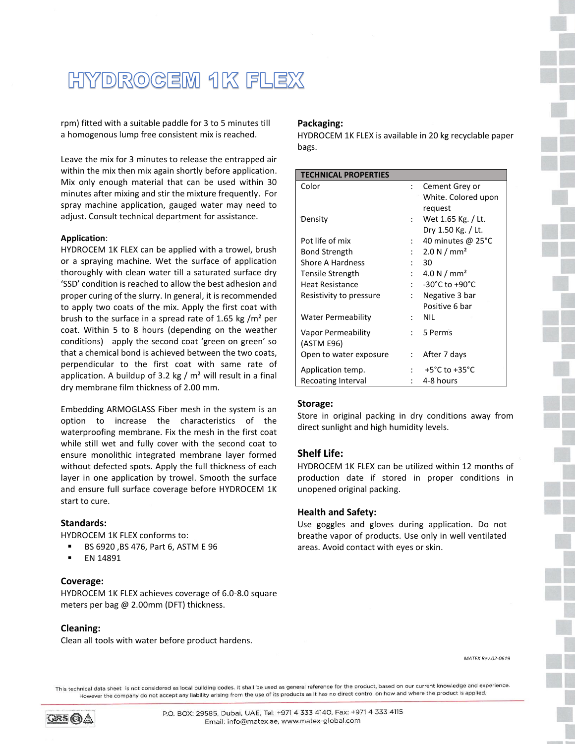# HYDROCEM 1K FLEX

rpm) fitted with a suitable paddle for 3 to 5 minutes till a homogenous lump free consistent mix is reached.

Leave the mix for 3 minutes to release the entrapped air within the mix then mix again shortly before application. Mix only enough material that can be used within 30 minutes after mixing and stir the mixture frequently. For spray machine application, gauged water may need to adjust. Consult technical department for assistance.

**Application**:
HYDROCEM 1K FLEX can be applied with a trowel, brush or a spraying machine. Wet the surface of application thoroughly with clean water till a saturated surface dry 'SSD' condition is reached to allow the best adhesion and proper curing of the slurry. In general, it is recommended to apply two coats of the mix. Apply the first coat with brush to the surface in a spread rate of 1.65 kg /m² per coat. Within 5 to 8 hours (depending on the weather conditions) apply the second coat 'green on green' so that a chemical bond is achieved between the two coats, perpendicular to the first coat with same rate of application. A buildup of 3.2 kg / m² will result in a final dry membrane film thickness of 2.00 mm.

Embedding ARMOGLASS Fiber mesh in the system is an option to increase the characteristics of the waterproofing membrane. Fix the mesh in the first coat while still wet and fully cover with the second coat to ensure monolithic integrated membrane layer formed without defected spots. Apply the full thickness of each layer in one application by trowel. Smooth the surface and ensure full surface coverage before HYDROCEM 1K start to cure.

### Standards:

HYDROCEM 1K FLEX conforms to:

- BS 6920 ,BS 476, Part 6, ASTM E 96
- EN 14891

### Coverage:

HYDROCEM 1K FLEX achieves coverage of 6.0-8.0 square meters per bag @ 2.00mm (DFT) thickness.

### Cleaning:

Clean all tools with water before product hardens.

### Packaging:

HYDROCEM 1K FLEX is available in 20 kg recyclable paper bags.

| TECHNICAL PROPERTIES | | |
|---|---|---|
| Color | : | Cement Grey or White. Colored upon request |
| Density | : | Wet 1.65 Kg. / Lt.<br>Dry 1.50 Kg. / Lt. |
| Pot life of mix | : | 40 minutes @ 25°C |
| Bond Strength | : | 2.0 N / mm² |
| Shore A Hardness | : | 30 |
| Tensile Strength | : | 4.0 N / mm² |
| Heat Resistance | : | -30°C to +90°C |
| Resistivity to pressure | : | Negative 3 bar<br>Positive 6 bar |
| Water Permeability | : | NIL |
| Vapor Permeability (ASTM E96) | : | 5 Perms |
| Open to water exposure | : | After 7 days |
| Application temp. | : | +5°C to +35°C |
| Recoating Interval | : | 4-8 hours |

### Storage:

Store in original packing in dry conditions away from direct sunlight and high humidity levels.

### Shelf Life:

HYDROCEM 1K FLEX can be utilized within 12 months of production date if stored in proper conditions in unopened original packing.

### Health and Safety:

Use goggles and gloves during application. Do not breathe vapor of products. Use only in well ventilated areas. Avoid contact with eyes or skin.

*MATEX Rev.02-0619*

This technical data sheet is not considered as local building codes. It shall be used as general reference for the product, based on our current knowledge and experience. However the company do not accept any liability arising from the use of its products as it has no direct control on how and where the product is applied.

P.O. BOX: 29585, Dubai, UAE, Tel: +971 4 333 4140, Fax: +971 4 333 4115
Email: info@matex.ae, www.matex-global.com